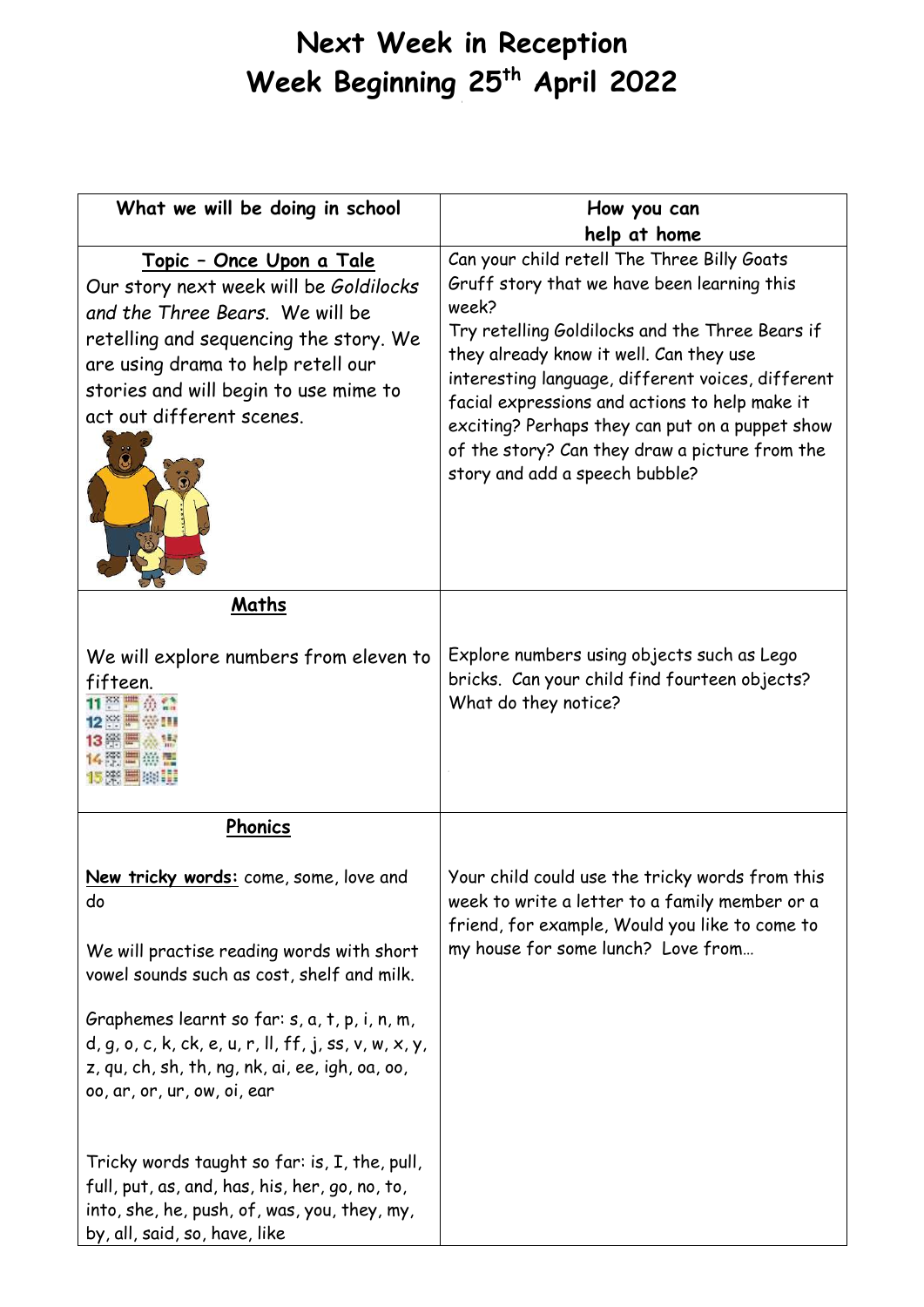# Next Week in Reception
# Week Beginning 25th April 2022

| What we will be doing in school | How you can help at home |
|---|---|
| **Topic – Once Upon a Tale**<br>Our story next week will be *Goldilocks and the Three Bears*. We will be retelling and sequencing the story. We are using drama to help retell our stories and will begin to use mime to act out different scenes. | Can your child retell The Three Billy Goats Gruff story that we have been learning this week?<br>Try retelling Goldilocks and the Three Bears if they already know it well. Can they use interesting language, different voices, different facial expressions and actions to help make it exciting? Perhaps they can put on a puppet show of the story? Can they draw a picture from the story and add a speech bubble? |
| **Maths**<br><br>We will explore numbers from eleven to fifteen. | Explore numbers using objects such as Lego bricks. Can your child find fourteen objects? What do they notice? |
| **Phonics**<br><br>**New tricky words:** come, some, love and do<br><br>We will practise reading words with short vowel sounds such as cost, shelf and milk.<br><br>Graphemes learnt so far: s, a, t, p, i, n, m, d, g, o, c, k, ck, e, u, r, ll, ff, j, ss, v, w, x, y, z, qu, ch, sh, th, ng, nk, ai, ee, igh, oa, oo, oo, ar, or, ur, ow, oi, ear<br><br>Tricky words taught so far: is, I, the, pull, full, put, as, and, has, his, her, go, no, to, into, she, he, push, of, was, you, they, my, by, all, said, so, have, like | Your child could use the tricky words from this week to write a letter to a family member or a friend, for example, Would you like to come to my house for some lunch? Love from… |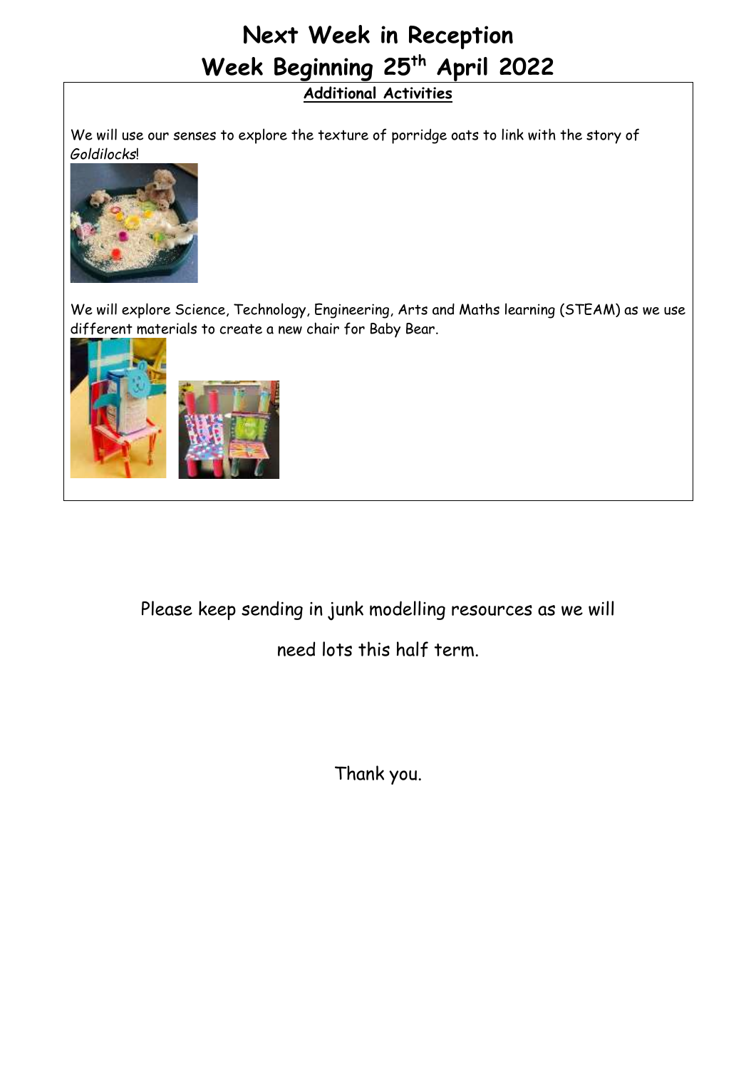# Next Week in Reception
# Week Beginning 25th April 2022

## Additional Activities

We will use our senses to explore the texture of porridge oats to link with the story of *Goldilocks*!

We will explore Science, Technology, Engineering, Arts and Maths learning (STEAM) as we use different materials to create a new chair for Baby Bear.

Please keep sending in junk modelling resources as we will need lots this half term.

Thank you.